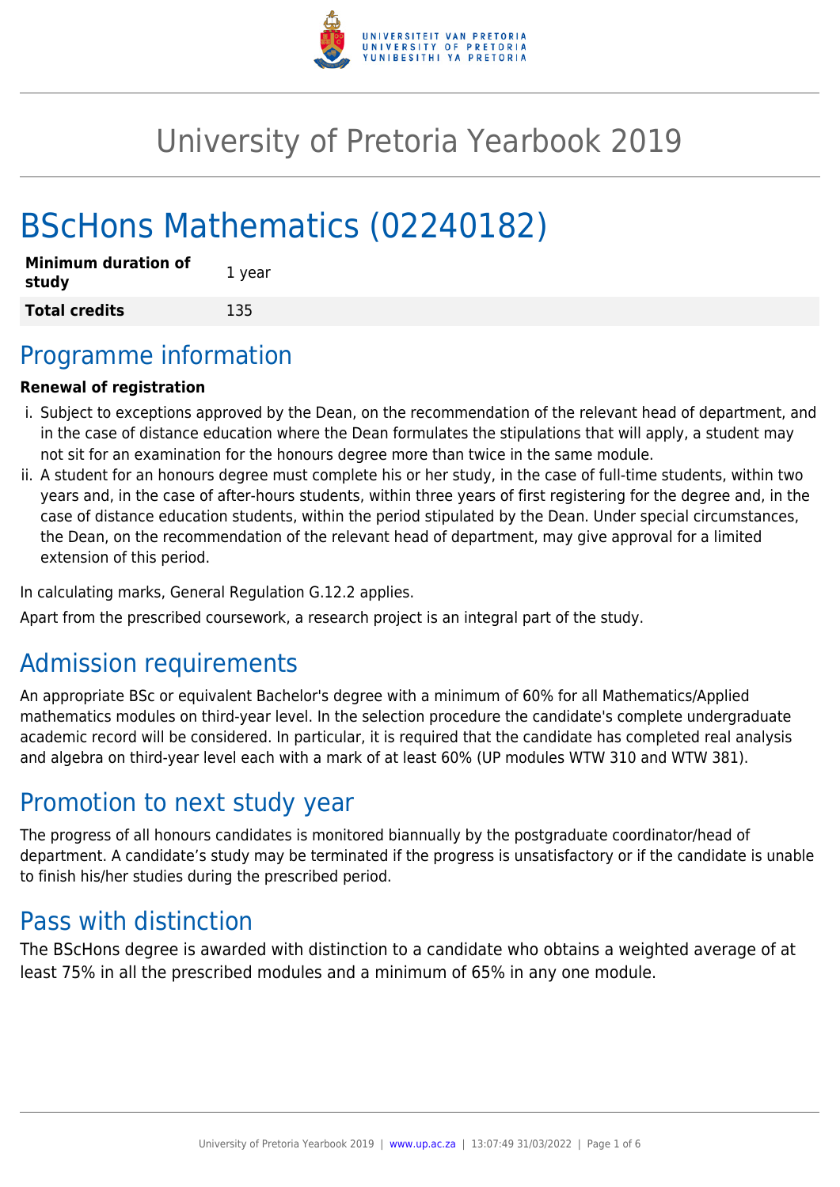# University of Pretoria Yearbook 2019

# BScHons Mathematics (02240182)

| **Minimum duration of study** | 1 year |
|---|---|
| **Total credits** | 135 |

## Programme information

**Renewal of registration**

i. Subject to exceptions approved by the Dean, on the recommendation of the relevant head of department, and in the case of distance education where the Dean formulates the stipulations that will apply, a student may not sit for an examination for the honours degree more than twice in the same module.
ii. A student for an honours degree must complete his or her study, in the case of full-time students, within two years and, in the case of after-hours students, within three years of first registering for the degree and, in the case of distance education students, within the period stipulated by the Dean. Under special circumstances, the Dean, on the recommendation of the relevant head of department, may give approval for a limited extension of this period.

In calculating marks, General Regulation G.12.2 applies.

Apart from the prescribed coursework, a research project is an integral part of the study.

## Admission requirements

An appropriate BSc or equivalent Bachelor's degree with a minimum of 60% for all Mathematics/Applied mathematics modules on third-year level. In the selection procedure the candidate's complete undergraduate academic record will be considered. In particular, it is required that the candidate has completed real analysis and algebra on third-year level each with a mark of at least 60% (UP modules WTW 310 and WTW 381).

## Promotion to next study year

The progress of all honours candidates is monitored biannually by the postgraduate coordinator/head of department. A candidate's study may be terminated if the progress is unsatisfactory or if the candidate is unable to finish his/her studies during the prescribed period.

## Pass with distinction

The BScHons degree is awarded with distinction to a candidate who obtains a weighted average of at least 75% in all the prescribed modules and a minimum of 65% in any one module.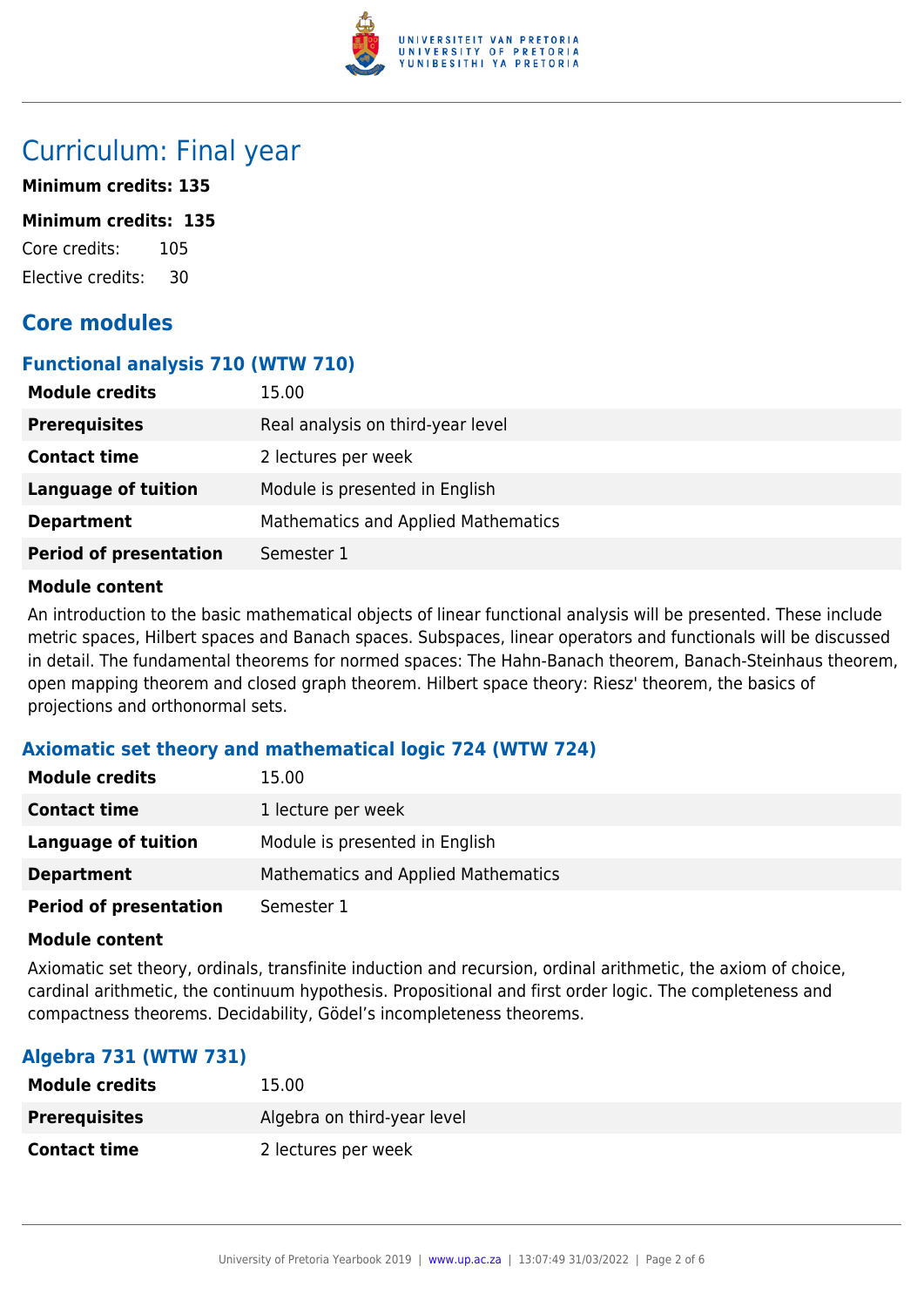# Curriculum: Final year

**Minimum credits: 135**

**Minimum credits: 135**

Core credits: 105

Elective credits: 30

## Core modules

### Functional analysis 710 (WTW 710)

| | |
|---|---|
| **Module credits** | 15.00 |
| **Prerequisites** | Real analysis on third-year level |
| **Contact time** | 2 lectures per week |
| **Language of tuition** | Module is presented in English |
| **Department** | Mathematics and Applied Mathematics |
| **Period of presentation** | Semester 1 |

**Module content**

An introduction to the basic mathematical objects of linear functional analysis will be presented. These include metric spaces, Hilbert spaces and Banach spaces. Subspaces, linear operators and functionals will be discussed in detail. The fundamental theorems for normed spaces: The Hahn-Banach theorem, Banach-Steinhaus theorem, open mapping theorem and closed graph theorem. Hilbert space theory: Riesz' theorem, the basics of projections and orthonormal sets.

### Axiomatic set theory and mathematical logic 724 (WTW 724)

| | |
|---|---|
| **Module credits** | 15.00 |
| **Contact time** | 1 lecture per week |
| **Language of tuition** | Module is presented in English |
| **Department** | Mathematics and Applied Mathematics |
| **Period of presentation** | Semester 1 |

**Module content**

Axiomatic set theory, ordinals, transfinite induction and recursion, ordinal arithmetic, the axiom of choice, cardinal arithmetic, the continuum hypothesis. Propositional and first order logic. The completeness and compactness theorems. Decidability, Gödel's incompleteness theorems.

### Algebra 731 (WTW 731)

| | |
|---|---|
| **Module credits** | 15.00 |
| **Prerequisites** | Algebra on third-year level |
| **Contact time** | 2 lectures per week |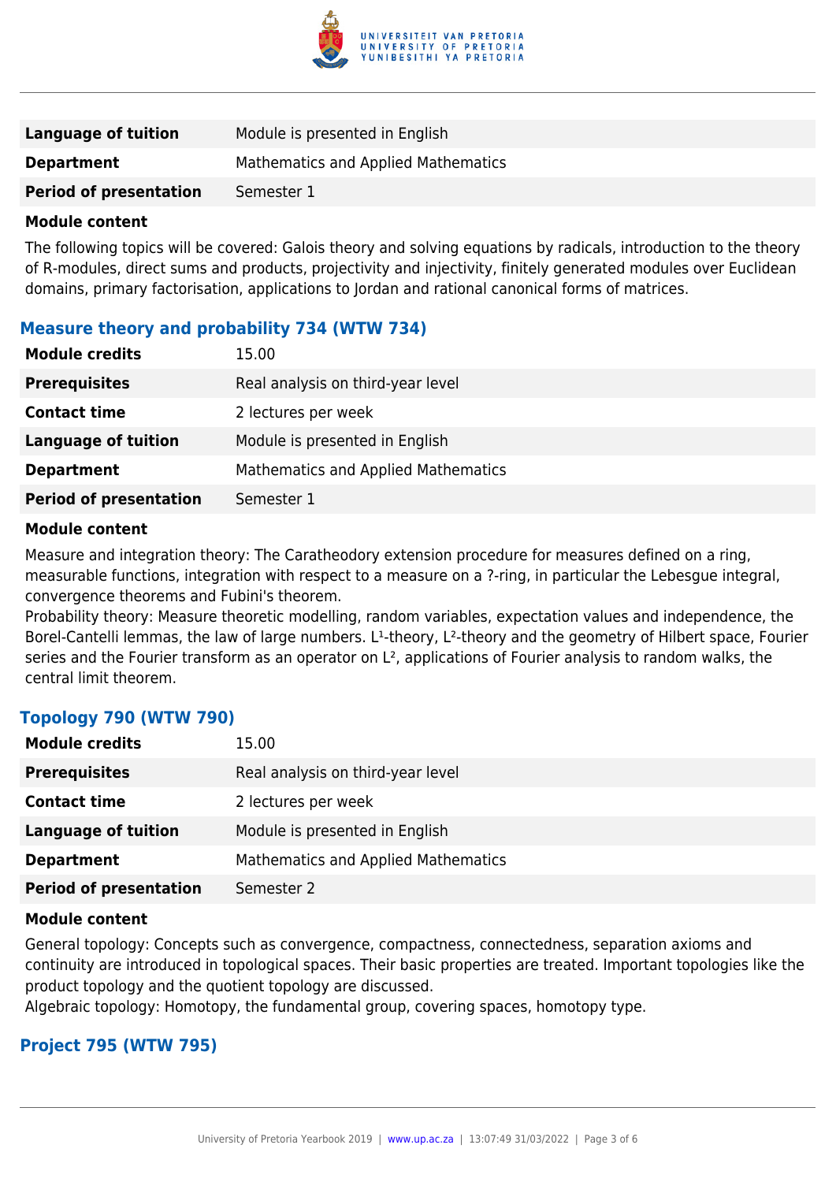| Language of tuition | Module is presented in English |
| --- | --- |
| **Department** | Mathematics and Applied Mathematics |
| **Period of presentation** | Semester 1 |

**Module content**

The following topics will be covered: Galois theory and solving equations by radicals, introduction to the theory of R-modules, direct sums and products, projectivity and injectivity, finitely generated modules over Euclidean domains, primary factorisation, applications to Jordan and rational canonical forms of matrices.

## Measure theory and probability 734 (WTW 734)

| Module credits | 15.00 |
| --- | --- |
| **Prerequisites** | Real analysis on third-year level |
| **Contact time** | 2 lectures per week |
| **Language of tuition** | Module is presented in English |
| **Department** | Mathematics and Applied Mathematics |
| **Period of presentation** | Semester 1 |

**Module content**

Measure and integration theory: The Caratheodory extension procedure for measures defined on a ring, measurable functions, integration with respect to a measure on a ?-ring, in particular the Lebesgue integral, convergence theorems and Fubini's theorem.

Probability theory: Measure theoretic modelling, random variables, expectation values and independence, the Borel-Cantelli lemmas, the law of large numbers. $L^1$-theory, $L^2$-theory and the geometry of Hilbert space, Fourier series and the Fourier transform as an operator on $L^2$, applications of Fourier analysis to random walks, the central limit theorem.

## Topology 790 (WTW 790)

| Module credits | 15.00 |
| --- | --- |
| **Prerequisites** | Real analysis on third-year level |
| **Contact time** | 2 lectures per week |
| **Language of tuition** | Module is presented in English |
| **Department** | Mathematics and Applied Mathematics |
| **Period of presentation** | Semester 2 |

**Module content**

General topology: Concepts such as convergence, compactness, connectedness, separation axioms and continuity are introduced in topological spaces. Their basic properties are treated. Important topologies like the product topology and the quotient topology are discussed.

Algebraic topology: Homotopy, the fundamental group, covering spaces, homotopy type.

## Project 795 (WTW 795)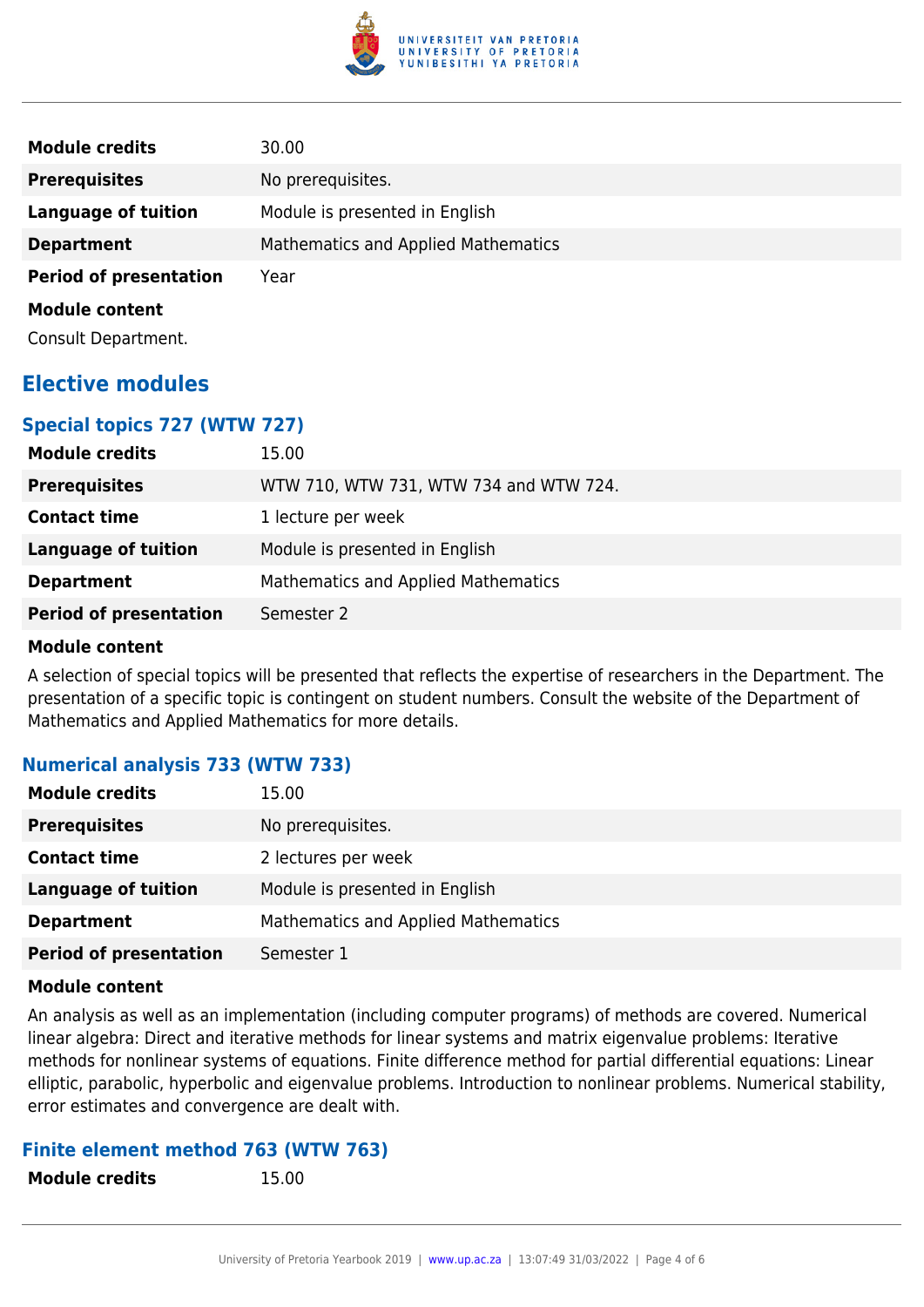| | |
|---|---|
| **Module credits** | 30.00 |
| **Prerequisites** | No prerequisites. |
| **Language of tuition** | Module is presented in English |
| **Department** | Mathematics and Applied Mathematics |
| **Period of presentation** | Year |

**Module content**

Consult Department.

## Elective modules

### Special topics 727 (WTW 727)

| | |
|---|---|
| **Module credits** | 15.00 |
| **Prerequisites** | WTW 710, WTW 731, WTW 734 and WTW 724. |
| **Contact time** | 1 lecture per week |
| **Language of tuition** | Module is presented in English |
| **Department** | Mathematics and Applied Mathematics |
| **Period of presentation** | Semester 2 |

**Module content**

A selection of special topics will be presented that reflects the expertise of researchers in the Department. The presentation of a specific topic is contingent on student numbers. Consult the website of the Department of Mathematics and Applied Mathematics for more details.

### Numerical analysis 733 (WTW 733)

| | |
|---|---|
| **Module credits** | 15.00 |
| **Prerequisites** | No prerequisites. |
| **Contact time** | 2 lectures per week |
| **Language of tuition** | Module is presented in English |
| **Department** | Mathematics and Applied Mathematics |
| **Period of presentation** | Semester 1 |

**Module content**

An analysis as well as an implementation (including computer programs) of methods are covered. Numerical linear algebra: Direct and iterative methods for linear systems and matrix eigenvalue problems: Iterative methods for nonlinear systems of equations. Finite difference method for partial differential equations: Linear elliptic, parabolic, hyperbolic and eigenvalue problems. Introduction to nonlinear problems. Numerical stability, error estimates and convergence are dealt with.

### Finite element method 763 (WTW 763)

| | |
|---|---|
| **Module credits** | 15.00 |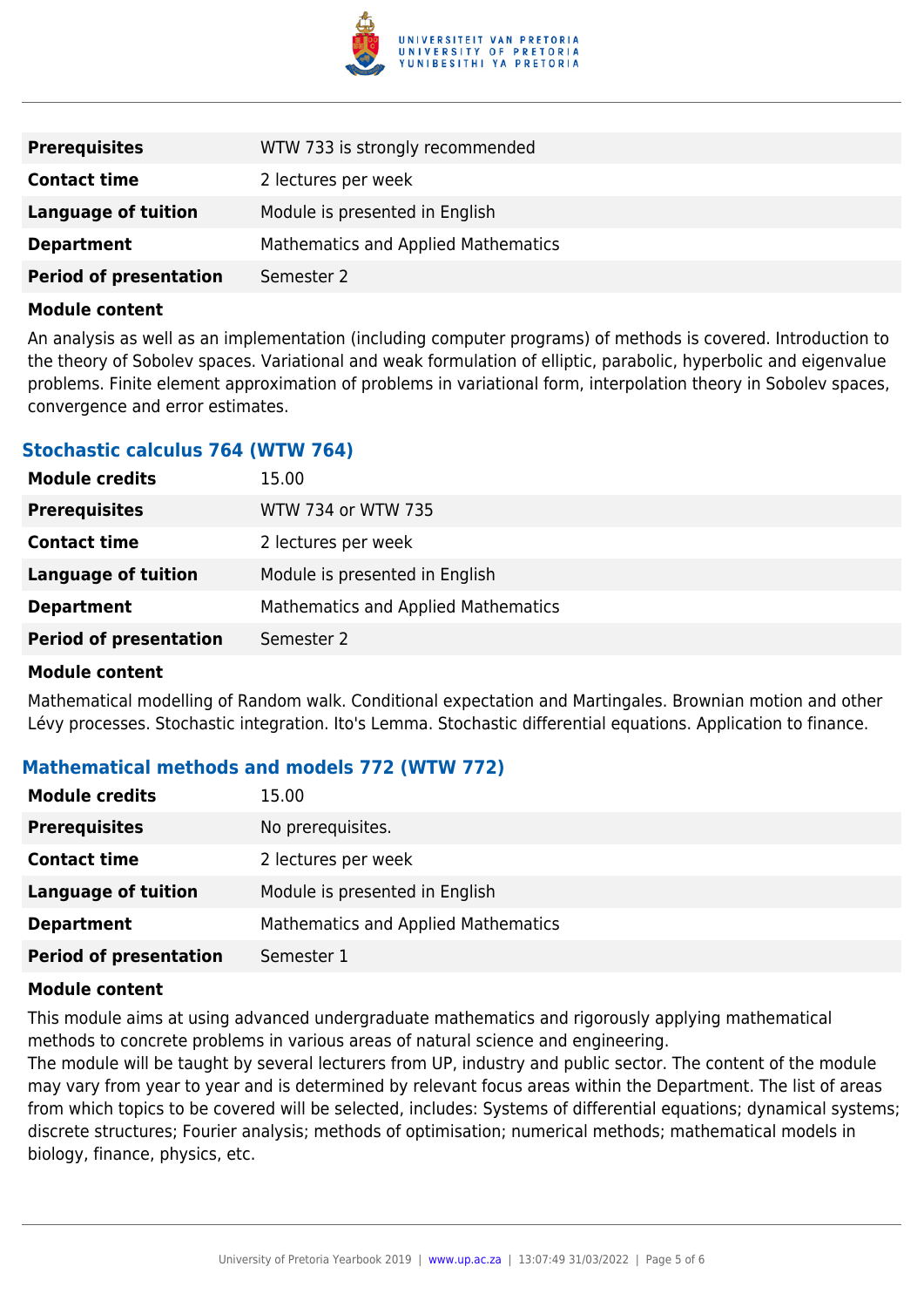| | |
|---|---|
| **Prerequisites** | WTW 733 is strongly recommended |
| **Contact time** | 2 lectures per week |
| **Language of tuition** | Module is presented in English |
| **Department** | Mathematics and Applied Mathematics |
| **Period of presentation** | Semester 2 |

**Module content**

An analysis as well as an implementation (including computer programs) of methods is covered. Introduction to the theory of Sobolev spaces. Variational and weak formulation of elliptic, parabolic, hyperbolic and eigenvalue problems. Finite element approximation of problems in variational form, interpolation theory in Sobolev spaces, convergence and error estimates.

### Stochastic calculus 764 (WTW 764)

| | |
|---|---|
| **Module credits** | 15.00 |
| **Prerequisites** | WTW 734 or WTW 735 |
| **Contact time** | 2 lectures per week |
| **Language of tuition** | Module is presented in English |
| **Department** | Mathematics and Applied Mathematics |
| **Period of presentation** | Semester 2 |

**Module content**

Mathematical modelling of Random walk. Conditional expectation and Martingales. Brownian motion and other Lévy processes. Stochastic integration. Ito's Lemma. Stochastic differential equations. Application to finance.

### Mathematical methods and models 772 (WTW 772)

| | |
|---|---|
| **Module credits** | 15.00 |
| **Prerequisites** | No prerequisites. |
| **Contact time** | 2 lectures per week |
| **Language of tuition** | Module is presented in English |
| **Department** | Mathematics and Applied Mathematics |
| **Period of presentation** | Semester 1 |

**Module content**

This module aims at using advanced undergraduate mathematics and rigorously applying mathematical methods to concrete problems in various areas of natural science and engineering.
The module will be taught by several lecturers from UP, industry and public sector. The content of the module may vary from year to year and is determined by relevant focus areas within the Department. The list of areas from which topics to be covered will be selected, includes: Systems of differential equations; dynamical systems; discrete structures; Fourier analysis; methods of optimisation; numerical methods; mathematical models in biology, finance, physics, etc.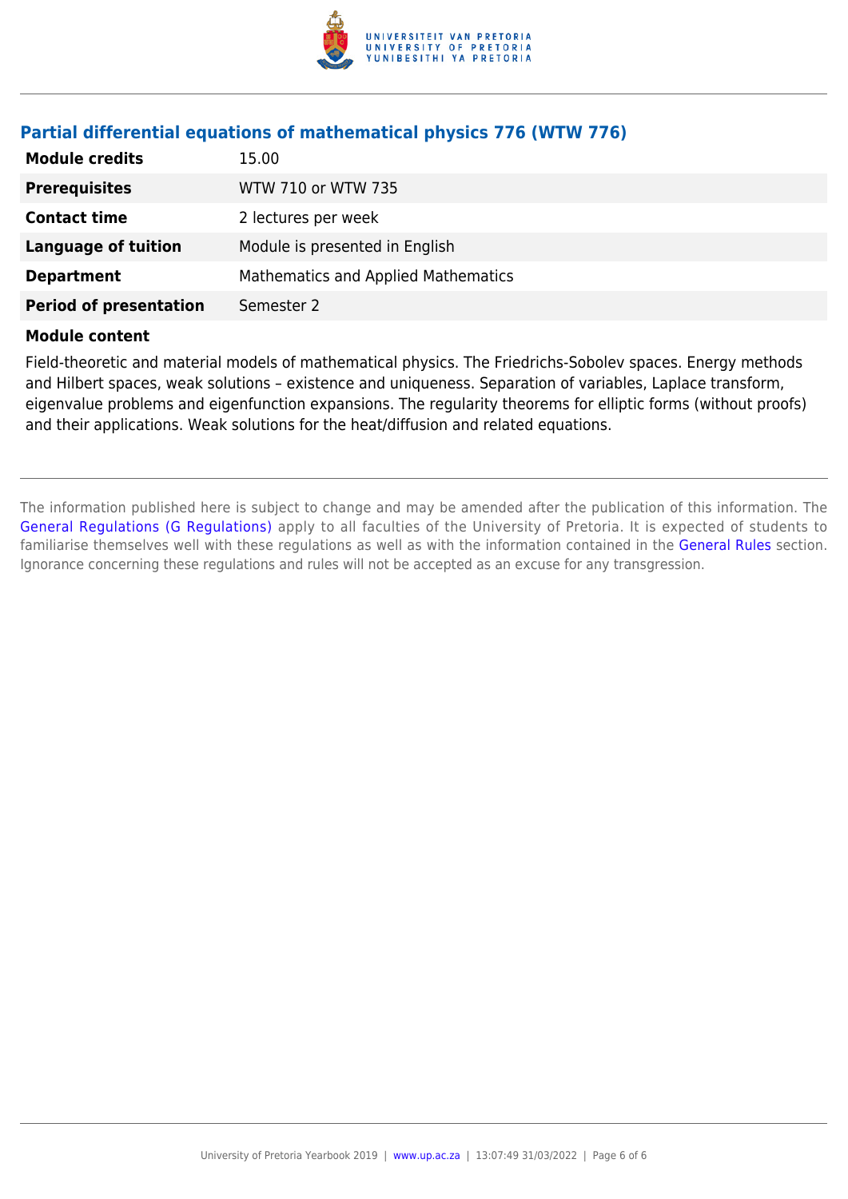## Partial differential equations of mathematical physics 776 (WTW 776)

| | |
|---|---|
| **Module credits** | 15.00 |
| **Prerequisites** | WTW 710 or WTW 735 |
| **Contact time** | 2 lectures per week |
| **Language of tuition** | Module is presented in English |
| **Department** | Mathematics and Applied Mathematics |
| **Period of presentation** | Semester 2 |

**Module content**

Field-theoretic and material models of mathematical physics. The Friedrichs-Sobolev spaces. Energy methods and Hilbert spaces, weak solutions – existence and uniqueness. Separation of variables, Laplace transform, eigenvalue problems and eigenfunction expansions. The regularity theorems for elliptic forms (without proofs) and their applications. Weak solutions for the heat/diffusion and related equations.

The information published here is subject to change and may be amended after the publication of this information. The General Regulations (G Regulations) apply to all faculties of the University of Pretoria. It is expected of students to familiarise themselves well with these regulations as well as with the information contained in the General Rules section. Ignorance concerning these regulations and rules will not be accepted as an excuse for any transgression.